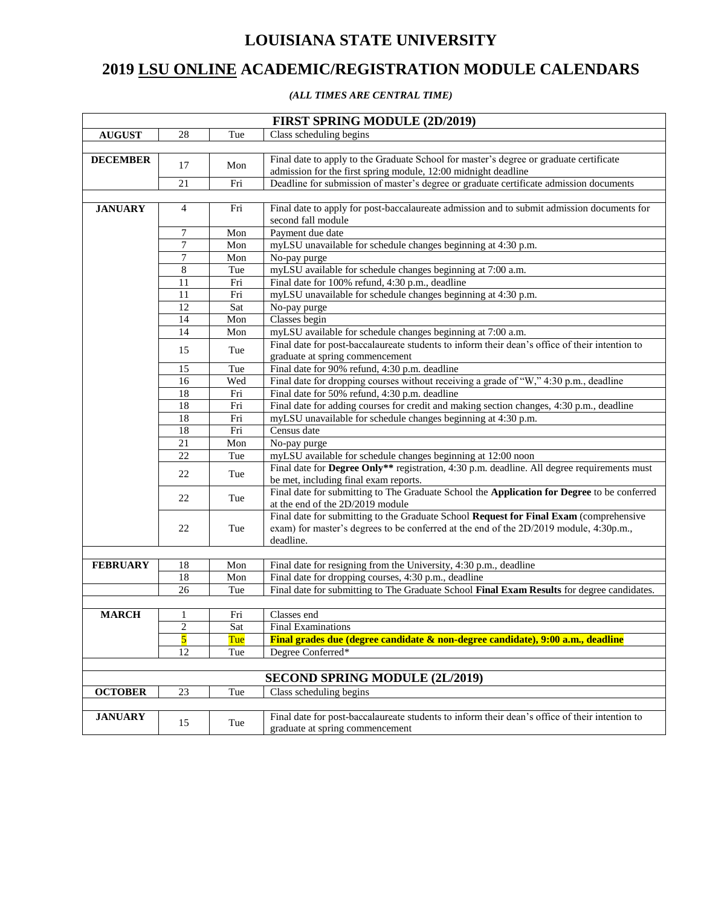# LOUISIANA STATE UNIVERSITY

# 2019 LSU ONLINE ACADEMIC/REGISTRATION MODULE CALENDARS

*(ALL TIMES ARE CENTRAL TIME)*

| FIRST SPRING MODULE (2D/2019) | | | |
|---|---|---|---|
| **AUGUST** | 28 | Tue | Class scheduling begins |
| | | | |
| **DECEMBER** | 17 | Mon | Final date to apply to the Graduate School for master's degree or graduate certificate admission for the first spring module, 12:00 midnight deadline |
| | 21 | Fri | Deadline for submission of master's degree or graduate certificate admission documents |
| | | | |
| **JANUARY** | 4 | Fri | Final date to apply for post-baccalaureate admission and to submit admission documents for second fall module |
| | 7 | Mon | Payment due date |
| | 7 | Mon | myLSU unavailable for schedule changes beginning at 4:30 p.m. |
| | 7 | Mon | No-pay purge |
| | 8 | Tue | myLSU available for schedule changes beginning at 7:00 a.m. |
| | 11 | Fri | Final date for 100% refund, 4:30 p.m., deadline |
| | 11 | Fri | myLSU unavailable for schedule changes beginning at 4:30 p.m. |
| | 12 | Sat | No-pay purge |
| | 14 | Mon | Classes begin |
| | 14 | Mon | myLSU available for schedule changes beginning at 7:00 a.m. |
| | 15 | Tue | Final date for post-baccalaureate students to inform their dean's office of their intention to graduate at spring commencement |
| | 15 | Tue | Final date for 90% refund, 4:30 p.m. deadline |
| | 16 | Wed | Final date for dropping courses without receiving a grade of "W," 4:30 p.m., deadline |
| | 18 | Fri | Final date for 50% refund, 4:30 p.m. deadline |
| | 18 | Fri | Final date for adding courses for credit and making section changes, 4:30 p.m., deadline |
| | 18 | Fri | myLSU unavailable for schedule changes beginning at 4:30 p.m. |
| | 18 | Fri | Census date |
| | 21 | Mon | No-pay purge |
| | 22 | Tue | myLSU available for schedule changes beginning at 12:00 noon |
| | 22 | Tue | Final date for **Degree Only**** registration, 4:30 p.m. deadline. All degree requirements must be met, including final exam reports. |
| | 22 | Tue | Final date for submitting to The Graduate School the **Application for Degree** to be conferred at the end of the 2D/2019 module |
| | 22 | Tue | Final date for submitting to the Graduate School **Request for Final Exam** (comprehensive exam) for master's degrees to be conferred at the end of the 2D/2019 module, 4:30p.m., deadline. |
| | | | |
| **FEBRUARY** | 18 | Mon | Final date for resigning from the University, 4:30 p.m., deadline |
| | 18 | Mon | Final date for dropping courses, 4:30 p.m., deadline |
| | 26 | Tue | Final date for submitting to The Graduate School **Final Exam Results** for degree candidates. |
| | | | |
| **MARCH** | 1 | Fri | Classes end |
| | 2 | Sat | Final Examinations |
| | 5 | Tue | **Final grades due (degree candidate & non-degree candidate), 9:00 a.m., deadline** |
| | 12 | Tue | Degree Conferred* |
| | | | |
| **SECOND SPRING MODULE (2L/2019)** | | | |
| **OCTOBER** | 23 | Tue | Class scheduling begins |
| | | | |
| **JANUARY** | 15 | Tue | Final date for post-baccalaureate students to inform their dean's office of their intention to graduate at spring commencement |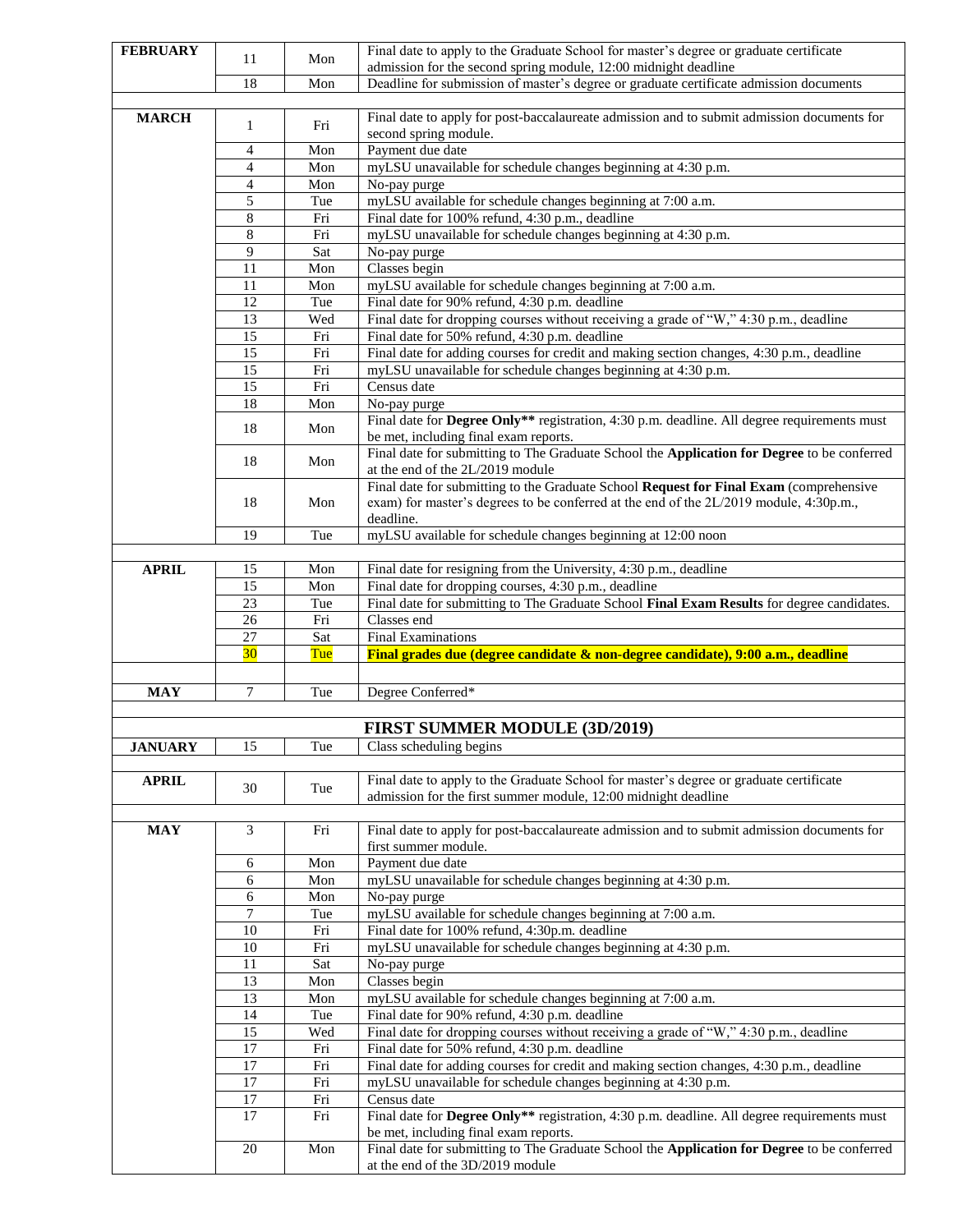| | | | |
|---|---|---|---|
| **FEBRUARY** | 11 | Mon | Final date to apply to the Graduate School for master's degree or graduate certificate admission for the second spring module, 12:00 midnight deadline |
| | 18 | Mon | Deadline for submission of master's degree or graduate certificate admission documents |
| | | | |
| **MARCH** | 1 | Fri | Final date to apply for post-baccalaureate admission and to submit admission documents for second spring module. |
| | 4 | Mon | Payment due date |
| | 4 | Mon | myLSU unavailable for schedule changes beginning at 4:30 p.m. |
| | 4 | Mon | No-pay purge |
| | 5 | Tue | myLSU available for schedule changes beginning at 7:00 a.m. |
| | 8 | Fri | Final date for 100% refund, 4:30 p.m., deadline |
| | 8 | Fri | myLSU unavailable for schedule changes beginning at 4:30 p.m. |
| | 9 | Sat | No-pay purge |
| | 11 | Mon | Classes begin |
| | 11 | Mon | myLSU available for schedule changes beginning at 7:00 a.m. |
| | 12 | Tue | Final date for 90% refund, 4:30 p.m. deadline |
| | 13 | Wed | Final date for dropping courses without receiving a grade of "W," 4:30 p.m., deadline |
| | 15 | Fri | Final date for 50% refund, 4:30 p.m. deadline |
| | 15 | Fri | Final date for adding courses for credit and making section changes, 4:30 p.m., deadline |
| | 15 | Fri | myLSU unavailable for schedule changes beginning at 4:30 p.m. |
| | 15 | Fri | Census date |
| | 18 | Mon | No-pay purge |
| | 18 | Mon | Final date for **Degree Only**** registration, 4:30 p.m. deadline. All degree requirements must be met, including final exam reports. |
| | 18 | Mon | Final date for submitting to The Graduate School the **Application for Degree** to be conferred at the end of the 2L/2019 module |
| | 18 | Mon | Final date for submitting to the Graduate School **Request for Final Exam** (comprehensive exam) for master's degrees to be conferred at the end of the 2L/2019 module, 4:30p.m., deadline. |
| | 19 | Tue | myLSU available for schedule changes beginning at 12:00 noon |
| | | | |
| **APRIL** | 15 | Mon | Final date for resigning from the University, 4:30 p.m., deadline |
| | 15 | Mon | Final date for dropping courses, 4:30 p.m., deadline |
| | 23 | Tue | Final date for submitting to The Graduate School **Final Exam Results** for degree candidates. |
| | 26 | Fri | Classes end |
| | 27 | Sat | Final Examinations |
| | 30 | Tue | **Final grades due (degree candidate & non-degree candidate), 9:00 a.m., deadline** |
| | | | |
| **MAY** | 7 | Tue | Degree Conferred* |
| | | | |
| **FIRST SUMMER MODULE (3D/2019)** | | | |
| **JANUARY** | 15 | Tue | Class scheduling begins |
| | | | |
| **APRIL** | 30 | Tue | Final date to apply to the Graduate School for master's degree or graduate certificate admission for the first summer module, 12:00 midnight deadline |
| | | | |
| **MAY** | 3 | Fri | Final date to apply for post-baccalaureate admission and to submit admission documents for first summer module. |
| | 6 | Mon | Payment due date |
| | 6 | Mon | myLSU unavailable for schedule changes beginning at 4:30 p.m. |
| | 6 | Mon | No-pay purge |
| | 7 | Tue | myLSU available for schedule changes beginning at 7:00 a.m. |
| | 10 | Fri | Final date for 100% refund, 4:30p.m. deadline |
| | 10 | Fri | myLSU unavailable for schedule changes beginning at 4:30 p.m. |
| | 11 | Sat | No-pay purge |
| | 13 | Mon | Classes begin |
| | 13 | Mon | myLSU available for schedule changes beginning at 7:00 a.m. |
| | 14 | Tue | Final date for 90% refund, 4:30 p.m. deadline |
| | 15 | Wed | Final date for dropping courses without receiving a grade of "W," 4:30 p.m., deadline |
| | 17 | Fri | Final date for 50% refund, 4:30 p.m. deadline |
| | 17 | Fri | Final date for adding courses for credit and making section changes, 4:30 p.m., deadline |
| | 17 | Fri | myLSU unavailable for schedule changes beginning at 4:30 p.m. |
| | 17 | Fri | Census date |
| | 17 | Fri | Final date for **Degree Only**** registration, 4:30 p.m. deadline. All degree requirements must be met, including final exam reports. |
| | 20 | Mon | Final date for submitting to The Graduate School the **Application for Degree** to be conferred at the end of the 3D/2019 module |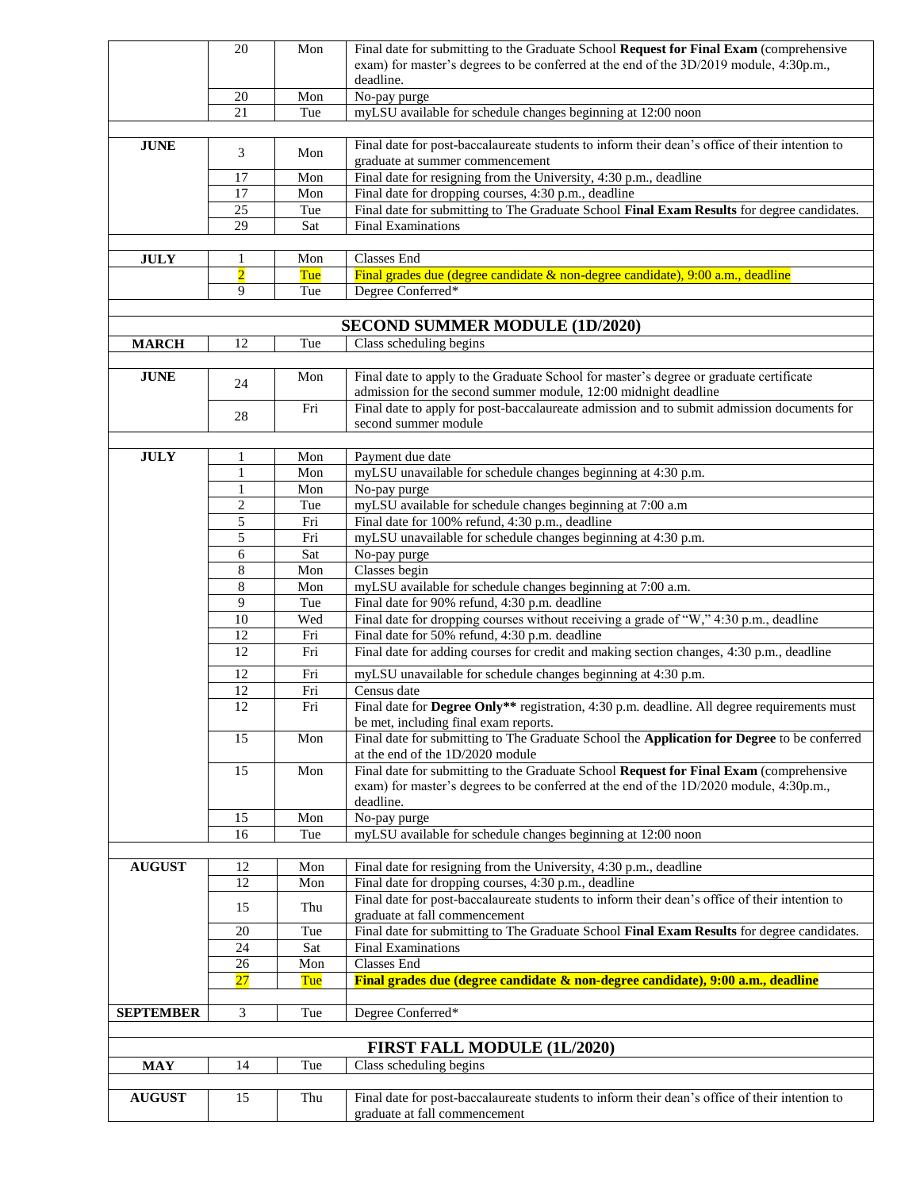| | | | |
|---|---|---|---|
| | 20 | Mon | Final date for submitting to the Graduate School **Request for Final Exam** (comprehensive exam) for master's degrees to be conferred at the end of the 3D/2019 module, 4:30p.m., deadline. |
| | 20 | Mon | No-pay purge |
| | 21 | Tue | myLSU available for schedule changes beginning at 12:00 noon |
| | | | |
| **JUNE** | 3 | Mon | Final date for post-baccalaureate students to inform their dean's office of their intention to graduate at summer commencement |
| | 17 | Mon | Final date for resigning from the University, 4:30 p.m., deadline |
| | 17 | Mon | Final date for dropping courses, 4:30 p.m., deadline |
| | 25 | Tue | Final date for submitting to The Graduate School **Final Exam Results** for degree candidates. |
| | 29 | Sat | Final Examinations |
| | | | |
| **JULY** | 1 | Mon | Classes End |
| | 2 | Tue | Final grades due (degree candidate & non-degree candidate), 9:00 a.m., deadline |
| | 9 | Tue | Degree Conferred* |
| | | | |
| | | | **SECOND SUMMER MODULE (1D/2020)** |
| **MARCH** | 12 | Tue | Class scheduling begins |
| | | | |
| **JUNE** | 24 | Mon | Final date to apply to the Graduate School for master's degree or graduate certificate admission for the second summer module, 12:00 midnight deadline |
| | 28 | Fri | Final date to apply for post-baccalaureate admission and to submit admission documents for second summer module |
| | | | |
| **JULY** | 1 | Mon | Payment due date |
| | 1 | Mon | myLSU unavailable for schedule changes beginning at 4:30 p.m. |
| | 1 | Mon | No-pay purge |
| | 2 | Tue | myLSU available for schedule changes beginning at 7:00 a.m |
| | 5 | Fri | Final date for 100% refund, 4:30 p.m., deadline |
| | 5 | Fri | myLSU unavailable for schedule changes beginning at 4:30 p.m. |
| | 6 | Sat | No-pay purge |
| | 8 | Mon | Classes begin |
| | 8 | Mon | myLSU available for schedule changes beginning at 7:00 a.m. |
| | 9 | Tue | Final date for 90% refund, 4:30 p.m. deadline |
| | 10 | Wed | Final date for dropping courses without receiving a grade of "W," 4:30 p.m., deadline |
| | 12 | Fri | Final date for 50% refund, 4:30 p.m. deadline |
| | 12 | Fri | Final date for adding courses for credit and making section changes, 4:30 p.m., deadline |
| | 12 | Fri | myLSU unavailable for schedule changes beginning at 4:30 p.m. |
| | 12 | Fri | Census date |
| | 12 | Fri | Final date for **Degree Only**** registration, 4:30 p.m. deadline. All degree requirements must be met, including final exam reports. |
| | 15 | Mon | Final date for submitting to The Graduate School the **Application for Degree** to be conferred at the end of the 1D/2020 module |
| | 15 | Mon | Final date for submitting to the Graduate School **Request for Final Exam** (comprehensive exam) for master's degrees to be conferred at the end of the 1D/2020 module, 4:30p.m., deadline. |
| | 15 | Mon | No-pay purge |
| | 16 | Tue | myLSU available for schedule changes beginning at 12:00 noon |
| | | | |
| **AUGUST** | 12 | Mon | Final date for resigning from the University, 4:30 p.m., deadline |
| | 12 | Mon | Final date for dropping courses, 4:30 p.m., deadline |
| | 15 | Thu | Final date for post-baccalaureate students to inform their dean's office of their intention to graduate at fall commencement |
| | 20 | Tue | Final date for submitting to The Graduate School **Final Exam Results** for degree candidates. |
| | 24 | Sat | Final Examinations |
| | 26 | Mon | Classes End |
| | 27 | Tue | **Final grades due (degree candidate & non-degree candidate), 9:00 a.m., deadline** |
| | | | |
| **SEPTEMBER** | 3 | Tue | Degree Conferred* |
| | | | |
| | | | **FIRST FALL MODULE (1L/2020)** |
| **MAY** | 14 | Tue | Class scheduling begins |
| | | | |
| **AUGUST** | 15 | Thu | Final date for post-baccalaureate students to inform their dean's office of their intention to graduate at fall commencement |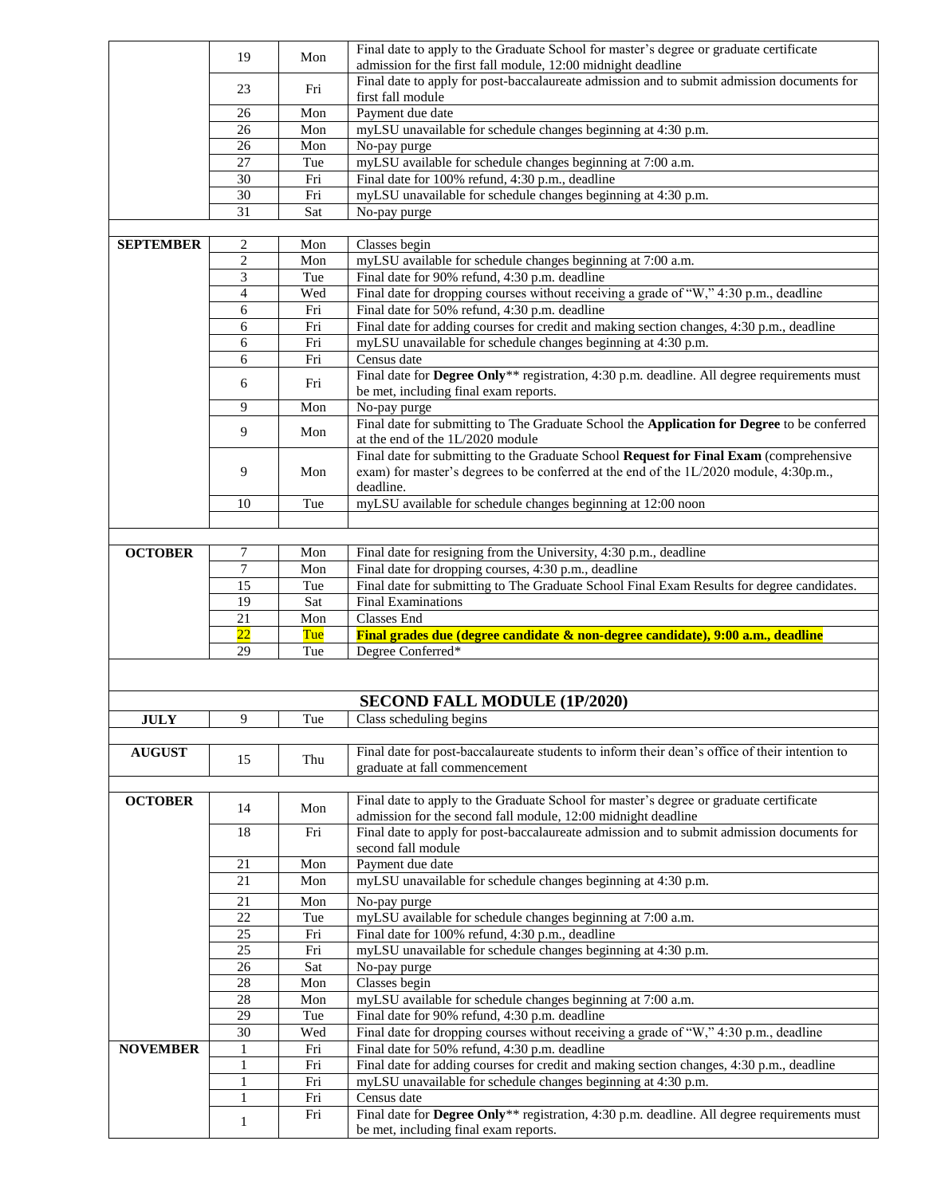| | | | |
|---|---|---|---|
| | 19 | Mon | Final date to apply to the Graduate School for master's degree or graduate certificate admission for the first fall module, 12:00 midnight deadline |
| | 23 | Fri | Final date to apply for post-baccalaureate admission and to submit admission documents for first fall module |
| | 26 | Mon | Payment due date |
| | 26 | Mon | myLSU unavailable for schedule changes beginning at 4:30 p.m. |
| | 26 | Mon | No-pay purge |
| | 27 | Tue | myLSU available for schedule changes beginning at 7:00 a.m. |
| | 30 | Fri | Final date for 100% refund, 4:30 p.m., deadline |
| | 30 | Fri | myLSU unavailable for schedule changes beginning at 4:30 p.m. |
| | 31 | Sat | No-pay purge |
| | | | |
| **SEPTEMBER** | 2 | Mon | Classes begin |
| | 2 | Mon | myLSU available for schedule changes beginning at 7:00 a.m. |
| | 3 | Tue | Final date for 90% refund, 4:30 p.m. deadline |
| | 4 | Wed | Final date for dropping courses without receiving a grade of "W," 4:30 p.m., deadline |
| | 6 | Fri | Final date for 50% refund, 4:30 p.m. deadline |
| | 6 | Fri | Final date for adding courses for credit and making section changes, 4:30 p.m., deadline |
| | 6 | Fri | myLSU unavailable for schedule changes beginning at 4:30 p.m. |
| | 6 | Fri | Census date |
| | 6 | Fri | Final date for **Degree Only**** registration, 4:30 p.m. deadline. All degree requirements must be met, including final exam reports. |
| | 9 | Mon | No-pay purge |
| | 9 | Mon | Final date for submitting to The Graduate School the **Application for Degree** to be conferred at the end of the 1L/2020 module |
| | 9 | Mon | Final date for submitting to the Graduate School **Request for Final Exam** (comprehensive exam) for master's degrees to be conferred at the end of the 1L/2020 module, 4:30p.m., deadline. |
| | 10 | Tue | myLSU available for schedule changes beginning at 12:00 noon |
| | | | |
| | | | |
| **OCTOBER** | 7 | Mon | Final date for resigning from the University, 4:30 p.m., deadline |
| | 7 | Mon | Final date for dropping courses, 4:30 p.m., deadline |
| | 15 | Tue | Final date for submitting to The Graduate School Final Exam Results for degree candidates. |
| | 19 | Sat | Final Examinations |
| | 21 | Mon | Classes End |
| | 22 | Tue | **Final grades due (degree candidate & non-degree candidate), 9:00 a.m., deadline** |
| | 29 | Tue | Degree Conferred* |
| | | | |
| | | | **SECOND FALL MODULE (1P/2020)** |
| **JULY** | 9 | Tue | Class scheduling begins |
| | | | |
| **AUGUST** | 15 | Thu | Final date for post-baccalaureate students to inform their dean's office of their intention to graduate at fall commencement |
| | | | |
| **OCTOBER** | 14 | Mon | Final date to apply to the Graduate School for master's degree or graduate certificate admission for the second fall module, 12:00 midnight deadline |
| | 18 | Fri | Final date to apply for post-baccalaureate admission and to submit admission documents for second fall module |
| | 21 | Mon | Payment due date |
| | 21 | Mon | myLSU unavailable for schedule changes beginning at 4:30 p.m. |
| | 21 | Mon | No-pay purge |
| | 22 | Tue | myLSU available for schedule changes beginning at 7:00 a.m. |
| | 25 | Fri | Final date for 100% refund, 4:30 p.m., deadline |
| | 25 | Fri | myLSU unavailable for schedule changes beginning at 4:30 p.m. |
| | 26 | Sat | No-pay purge |
| | 28 | Mon | Classes begin |
| | 28 | Mon | myLSU available for schedule changes beginning at 7:00 a.m. |
| | 29 | Tue | Final date for 90% refund, 4:30 p.m. deadline |
| | 30 | Wed | Final date for dropping courses without receiving a grade of "W," 4:30 p.m., deadline |
| **NOVEMBER** | 1 | Fri | Final date for 50% refund, 4:30 p.m. deadline |
| | 1 | Fri | Final date for adding courses for credit and making section changes, 4:30 p.m., deadline |
| | 1 | Fri | myLSU unavailable for schedule changes beginning at 4:30 p.m. |
| | 1 | Fri | Census date |
| | 1 | Fri | Final date for **Degree Only**** registration, 4:30 p.m. deadline. All degree requirements must be met, including final exam reports. |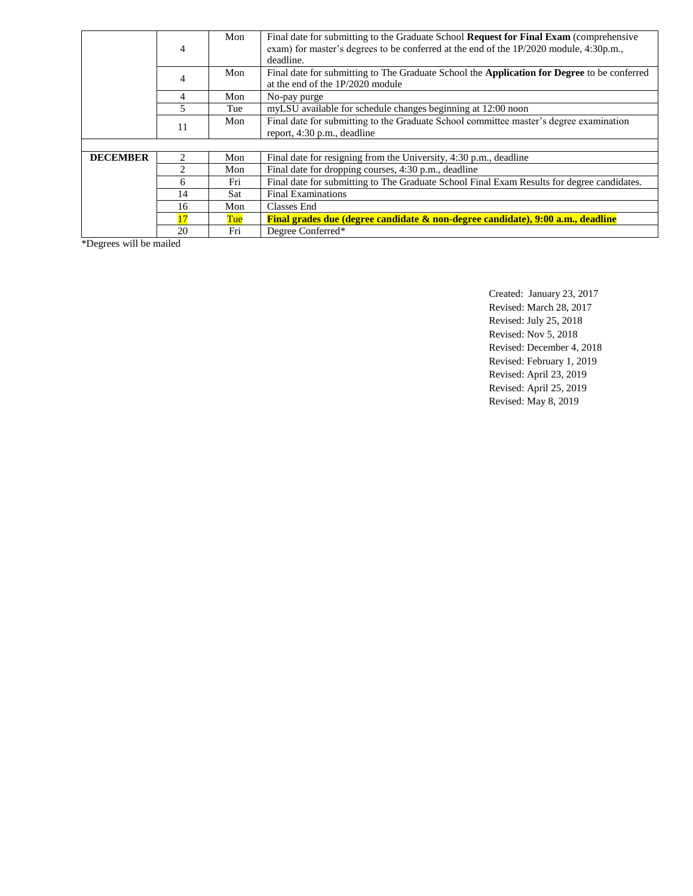| | | | |
|---|---|---|---|
| | 4 | Mon | Final date for submitting to the Graduate School **Request for Final Exam** (comprehensive exam) for master's degrees to be conferred at the end of the 1P/2020 module, 4:30p.m., deadline. |
| | 4 | Mon | Final date for submitting to The Graduate School the **Application for Degree** to be conferred at the end of the 1P/2020 module |
| | 4 | Mon | No-pay purge |
| | 5 | Tue | myLSU available for schedule changes beginning at 12:00 noon |
| | 11 | Mon | Final date for submitting to the Graduate School committee master's degree examination report, 4:30 p.m., deadline |
| | | | |
| **DECEMBER** | 2 | Mon | Final date for resigning from the University, 4:30 p.m., deadline |
| | 2 | Mon | Final date for dropping courses, 4:30 p.m., deadline |
| | 6 | Fri | Final date for submitting to The Graduate School Final Exam Results for degree candidates. |
| | 14 | Sat | Final Examinations |
| | 16 | Mon | Classes End |
| | 17 | Tue | **Final grades due (degree candidate & non-degree candidate), 9:00 a.m., deadline** |
| | 20 | Fri | Degree Conferred* |

*Degrees will be mailed

Created: January 23, 2017
Revised: March 28, 2017
Revised: July 25, 2018
Revised: Nov 5, 2018
Revised: December 4, 2018
Revised: February 1, 2019
Revised: April 23, 2019
Revised: April 25, 2019
Revised: May 8, 2019